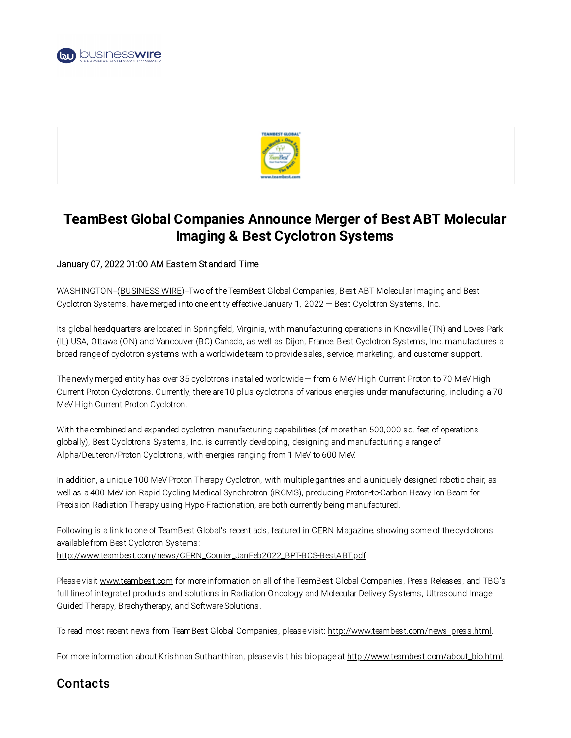# TeamBest Global Companies Announce Merger of Best ABT Molecular Imaging & Best Cyclotron Systems

January 07, 2022 01:00 AM Eastern Standard Time

WASHINGTON--(BUSINESS WIRE)--Two of the TeamBest Global Companies, Best ABT Molecular Imaging and Best Cyclotron Systems, have merged into one entity effective January 1, 2022 — Best Cyclotron Systems, Inc.

Its global headquarters are located in Springfield, Virginia, with manufacturing operations in Knoxville (TN) and Loves Park (IL) USA, Ottawa (ON) and Vancouver (BC) Canada, as well as Dijon, France. Best Cyclotron Systems, Inc. manufactures a broad range of cyclotron systems with a worldwide team to provide sales, service, marketing, and customer support.

The newly merged entity has over 35 cyclotrons installed worldwide — from 6 MeV High Current Proton to 70 MeV High Current Proton Cyclotrons. Currently, there are 10 plus cyclotrons of various energies under manufacturing, including a 70 MeV High Current Proton Cyclotron.

With the combined and expanded cyclotron manufacturing capabilities (of more than 500,000 sq. feet of operations globally), Best Cyclotrons Systems, Inc. is currently developing, designing and manufacturing a range of Alpha/Deuteron/Proton Cyclotrons, with energies ranging from 1 MeV to 600 MeV.

In addition, a unique 100 MeV Proton Therapy Cyclotron, with multiple gantries and a uniquely designed robotic chair, as well as a 400 MeV ion Rapid Cycling Medical Synchrotron (iRCMS), producing Proton-to-Carbon Heavy Ion Beam for Precision Radiation Therapy using Hypo-Fractionation, are both currently being manufactured.

Following is a link to one of TeamBest Global's recent ads, featured in CERN Magazine, showing some of the cyclotrons available from Best Cyclotron Systems:
http://www.teambest.com/news/CERN_Courier_JanFeb2022_BPT-BCS-BestABT.pdf

Please visit www.teambest.com for more information on all of the TeamBest Global Companies, Press Releases, and TBG's full line of integrated products and solutions in Radiation Oncology and Molecular Delivery Systems, Ultrasound Image Guided Therapy, Brachytherapy, and Software Solutions.

To read most recent news from TeamBest Global Companies, please visit: http://www.teambest.com/news_press.html.

For more information about Krishnan Suthanthiran, please visit his bio page at http://www.teambest.com/about_bio.html.

## Contacts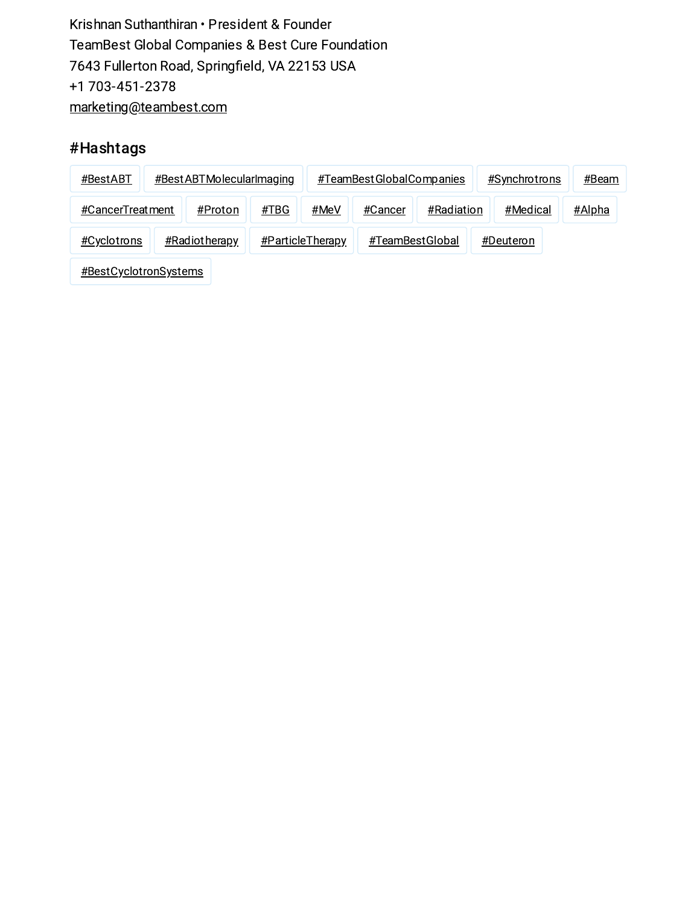Krishnan Suthanthiran • President & Founder
TeamBest Global Companies & Best Cure Foundation
7643 Fullerton Road, Springfield, VA 22153 USA
+1 703-451-2378
marketing@teambest.com

## #Hashtags

#BestABT #BestABTMolecularImaging #TeamBestGlobalCompanies #Synchrotrons #Beam #CancerTreatment #Proton #TBG #MeV #Cancer #Radiation #Medical #Alpha #Cyclotrons #Radiotherapy #ParticleTherapy #TeamBestGlobal #Deuteron #BestCyclotronSystems